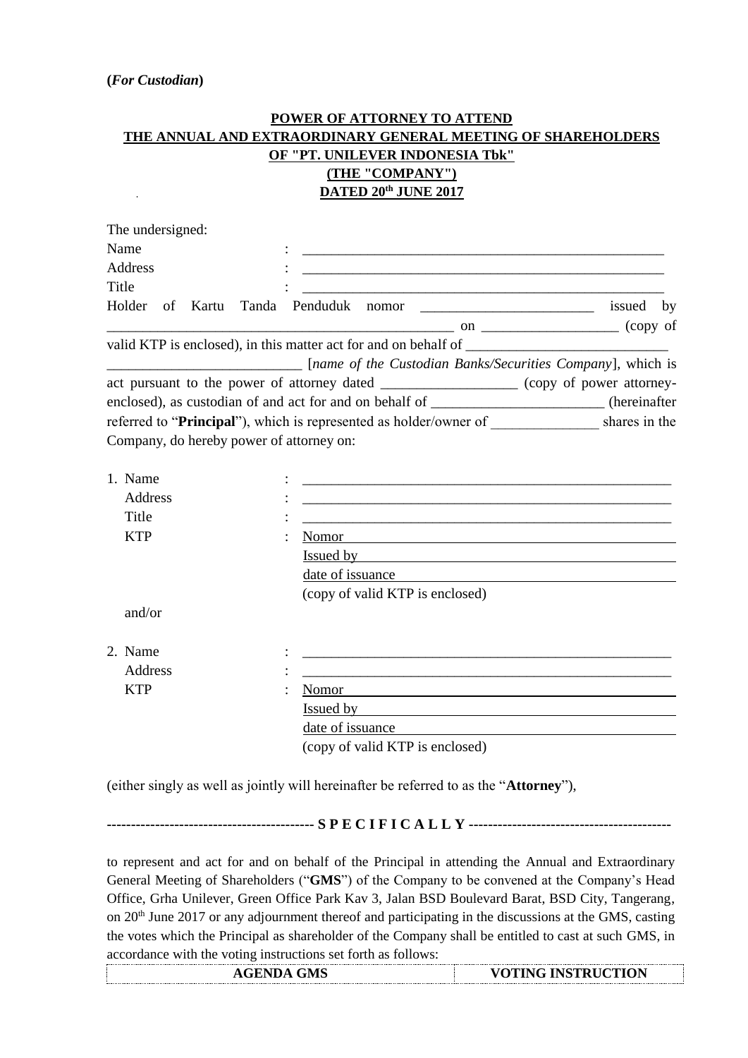**(*For Custodian*)**

**POWER OF ATTORNEY TO ATTEND**
**THE ANNUAL AND EXTRAORDINARY GENERAL MEETING OF SHAREHOLDERS**
**OF "PT. UNILEVER INDONESIA Tbk"**
**(THE "COMPANY")**
**DATED 20th JUNE 2017**

The undersigned:

Name : ____________________________________________________

Address : ____________________________________________________

Title : ____________________________________________________

Holder of Kartu Tanda Penduduk nomor ________________________ issued by __________________________________________________ on ___________________ (copy of valid KTP is enclosed), in this matter act for and on behalf of ____________________________ ___________________________ [*name of the Custodian Banks/Securities Company*], which is act pursuant to the power of attorney dated ___________________ (copy of power attorney-enclosed), as custodian of and act for and on behalf of ________________________ (hereinafter referred to "**Principal**"), which is represented as holder/owner of _______________ shares in the Company, do hereby power of attorney on:

1. Name : ____________________________________________________
   Address : ____________________________________________________
   Title : ____________________________________________________
   KTP : Nomor
   Issued by
   date of issuance
   (copy of valid KTP is enclosed)

   and/or

2. Name : ____________________________________________________
   Address : ____________________________________________________
   KTP : Nomor
   Issued by
   date of issuance
   (copy of valid KTP is enclosed)

(either singly as well as jointly will hereinafter be referred to as the "**Attorney**"),

------------------------------------------- **S P E C I F I C A L L Y** ------------------------------------------

to represent and act for and on behalf of the Principal in attending the Annual and Extraordinary General Meeting of Shareholders ("**GMS**") of the Company to be convened at the Company's Head Office, Grha Unilever, Green Office Park Kav 3, Jalan BSD Boulevard Barat, BSD City, Tangerang, on 20th June 2017 or any adjournment thereof and participating in the discussions at the GMS, casting the votes which the Principal as shareholder of the Company shall be entitled to cast at such GMS, in accordance with the voting instructions set forth as follows:

| AGENDA GMS | VOTING INSTRUCTION |
|---|---|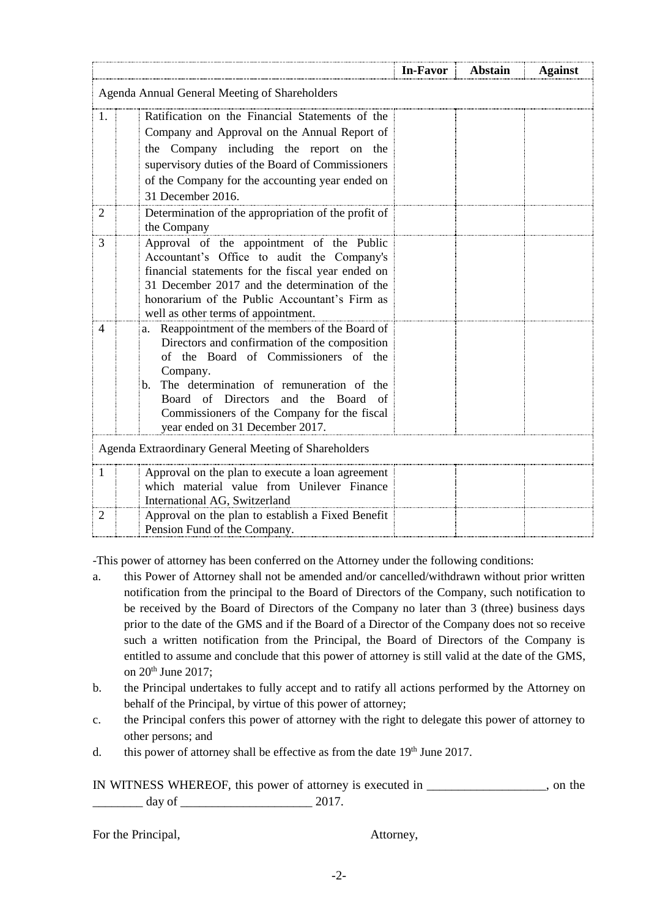| | | In-Favor | Abstain | Against |
|---|---|---|---|---|
| Agenda Annual General Meeting of Shareholders | | | | |
| 1. | Ratification on the Financial Statements of the Company and Approval on the Annual Report of the Company including the report on the supervisory duties of the Board of Commissioners of the Company for the accounting year ended on 31 December 2016. | | | |
| 2 | Determination of the appropriation of the profit of the Company | | | |
| 3 | Approval of the appointment of the Public Accountant's Office to audit the Company's financial statements for the fiscal year ended on 31 December 2017 and the determination of the honorarium of the Public Accountant's Firm as well as other terms of appointment. | | | |
| 4 | a. Reappointment of the members of the Board of Directors and confirmation of the composition of the Board of Commissioners of the Company.<br>b. The determination of remuneration of the Board of Directors and the Board of Commissioners of the Company for the fiscal year ended on 31 December 2017. | | | |
| Agenda Extraordinary General Meeting of Shareholders | | | | |
| 1 | Approval on the plan to execute a loan agreement which material value from Unilever Finance International AG, Switzerland | | | |
| 2 | Approval on the plan to establish a Fixed Benefit Pension Fund of the Company. | | | |

-This power of attorney has been conferred on the Attorney under the following conditions:

a. this Power of Attorney shall not be amended and/or cancelled/withdrawn without prior written notification from the principal to the Board of Directors of the Company, such notification to be received by the Board of Directors of the Company no later than 3 (three) business days prior to the date of the GMS and if the Board of a Director of the Company does not so receive such a written notification from the Principal, the Board of Directors of the Company is entitled to assume and conclude that this power of attorney is still valid at the date of the GMS, on 20th June 2017;
b. the Principal undertakes to fully accept and to ratify all actions performed by the Attorney on behalf of the Principal, by virtue of this power of attorney;
c. the Principal confers this power of attorney with the right to delegate this power of attorney to other persons; and
d. this power of attorney shall be effective as from the date 19th June 2017.

IN WITNESS WHEREOF, this power of attorney is executed in ___________________, on the ________ day of _____________________ 2017.

For the Principal, Attorney,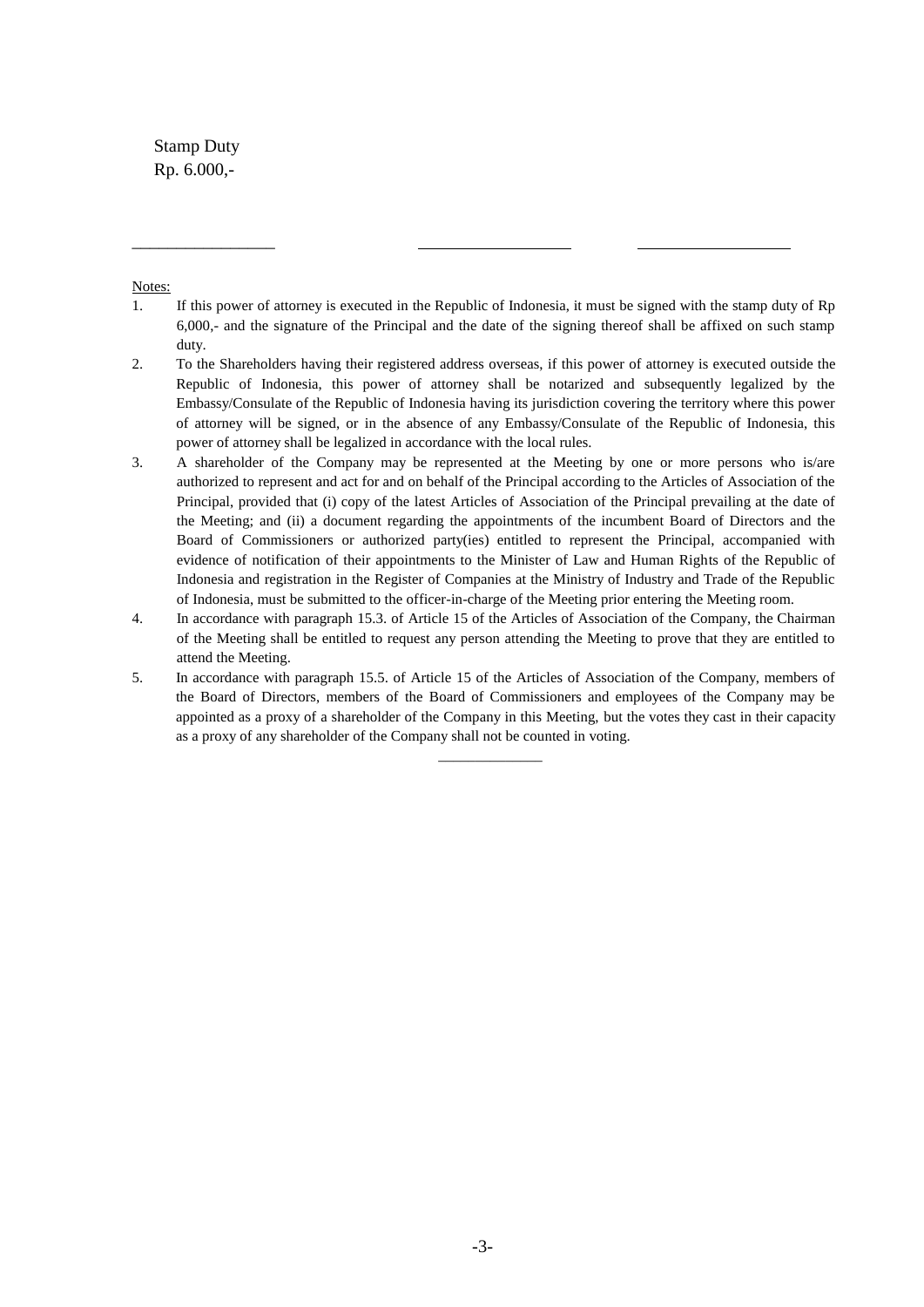Stamp Duty
Rp. 6.000,-

\_\_\_\_\_\_\_\_\_\_\_\_\_\_\_\_\_\_ \_\_\_\_\_\_\_\_\_\_\_\_\_\_\_\_\_\_\_\_ \_\_\_\_\_\_\_\_\_\_\_\_\_\_\_\_\_\_\_\_

Notes:

1. If this power of attorney is executed in the Republic of Indonesia, it must be signed with the stamp duty of Rp 6,000,- and the signature of the Principal and the date of the signing thereof shall be affixed on such stamp duty.
2. To the Shareholders having their registered address overseas, if this power of attorney is executed outside the Republic of Indonesia, this power of attorney shall be notarized and subsequently legalized by the Embassy/Consulate of the Republic of Indonesia having its jurisdiction covering the territory where this power of attorney will be signed, or in the absence of any Embassy/Consulate of the Republic of Indonesia, this power of attorney shall be legalized in accordance with the local rules.
3. A shareholder of the Company may be represented at the Meeting by one or more persons who is/are authorized to represent and act for and on behalf of the Principal according to the Articles of Association of the Principal, provided that (i) copy of the latest Articles of Association of the Principal prevailing at the date of the Meeting; and (ii) a document regarding the appointments of the incumbent Board of Directors and the Board of Commissioners or authorized party(ies) entitled to represent the Principal, accompanied with evidence of notification of their appointments to the Minister of Law and Human Rights of the Republic of Indonesia and registration in the Register of Companies at the Ministry of Industry and Trade of the Republic of Indonesia, must be submitted to the officer-in-charge of the Meeting prior entering the Meeting room.
4. In accordance with paragraph 15.3. of Article 15 of the Articles of Association of the Company, the Chairman of the Meeting shall be entitled to request any person attending the Meeting to prove that they are entitled to attend the Meeting.
5. In accordance with paragraph 15.5. of Article 15 of the Articles of Association of the Company, members of the Board of Directors, members of the Board of Commissioners and employees of the Company may be appointed as a proxy of a shareholder of the Company in this Meeting, but the votes they cast in their capacity as a proxy of any shareholder of the Company shall not be counted in voting.

\_\_\_\_\_\_\_\_\_\_\_\_\_\_